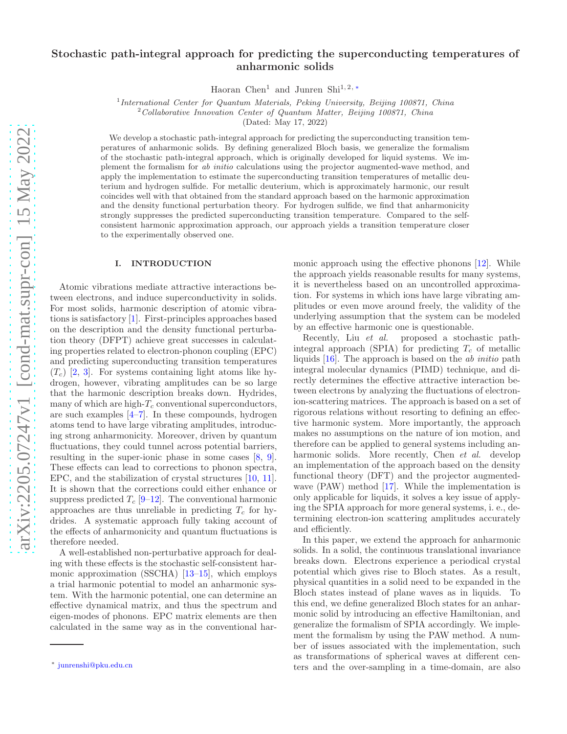# Stochastic path-integral approach for predicting the superconducting temperatures of anharmonic solids

Haoran Chen[1] and Junren Shi[1,2,*]

[1] *International Center for Quantum Materials, Peking University, Beijing 100871, China*
[2] *Collaborative Innovation Center of Quantum Matter, Beijing 100871, China*

(Dated: May 17, 2022)

We develop a stochastic path-integral approach for predicting the superconducting transition temperatures of anharmonic solids. By defining generalized Bloch basis, we generalize the formalism of the stochastic path-integral approach, which is originally developed for liquid systems. We implement the formalism for *ab initio* calculations using the projector augmented-wave method, and apply the implementation to estimate the superconducting transition temperatures of metallic deuterium and hydrogen sulfide. For metallic deuterium, which is approximately harmonic, our result coincides well with that obtained from the standard approach based on the harmonic approximation and the density functional perturbation theory. For hydrogen sulfide, we find that anharmonicity strongly suppresses the predicted superconducting transition temperature. Compared to the self-consistent harmonic approximation approach, our approach yields a transition temperature closer to the experimentally observed one.

## I. INTRODUCTION

Atomic vibrations mediate attractive interactions between electrons, and induce superconductivity in solids. For most solids, harmonic description of atomic vibrations is satisfactory [1]. First-principles approaches based on the description and the density functional perturbation theory (DFPT) achieve great successes in calculating properties related to electron-phonon coupling (EPC) and predicting superconducting transition temperatures ($T_c$) [2, 3]. For systems containing light atoms like hydrogen, however, vibrating amplitudes can be so large that the harmonic description breaks down. Hydrides, many of which are high-$T_c$ conventional superconductors, are such examples [4–7]. In these compounds, hydrogen atoms tend to have large vibrating amplitudes, introducing strong anharmonicity. Moreover, driven by quantum fluctuations, they could tunnel across potential barriers, resulting in the super-ionic phase in some cases [8, 9]. These effects can lead to corrections to phonon spectra, EPC, and the stabilization of crystal structures [10, 11]. It is shown that the corrections could either enhance or suppress predicted $T_c$ [9–12]. The conventional harmonic approaches are thus unreliable in predicting $T_c$ for hydrides. A systematic approach fully taking account of the effects of anharmonicity and quantum fluctuations is therefore needed.

A well-established non-perturbative approach for dealing with these effects is the stochastic self-consistent harmonic approximation (SSCHA) [13–15], which employs a trial harmonic potential to model an anharmonic system. With the harmonic potential, one can determine an effective dynamical matrix, and thus the spectrum and eigen-modes of phonons. EPC matrix elements are then calculated in the same way as in the conventional harmonic approach using the effective phonons [12]. While the approach yields reasonable results for many systems, it is nevertheless based on an uncontrolled approximation. For systems in which ions have large vibrating amplitudes or even move around freely, the validity of the underlying assumption that the system can be modeled by an effective harmonic one is questionable.

Recently, Liu *et al.* proposed a stochastic path-integral approach (SPIA) for predicting $T_c$ of metallic liquids [16]. The approach is based on the *ab initio* path integral molecular dynamics (PIMD) technique, and directly determines the effective attractive interaction between electrons by analyzing the fluctuations of electron-ion-scattering matrices. The approach is based on a set of rigorous relations without resorting to defining an effective harmonic system. More importantly, the approach makes no assumptions on the nature of ion motion, and therefore can be applied to general systems including anharmonic solids. More recently, Chen *et al.* develop an implementation of the approach based on the density functional theory (DFT) and the projector augmented-wave (PAW) method [17]. While the implementation is only applicable for liquids, it solves a key issue of applying the SPIA approach for more general systems, i. e., determining electron-ion scattering amplitudes accurately and efficiently.

In this paper, we extend the approach for anharmonic solids. In a solid, the continuous translational invariance breaks down. Electrons experience a periodical crystal potential which gives rise to Bloch states. As a result, physical quantities in a solid need to be expanded in the Bloch states instead of plane waves as in liquids. To this end, we define generalized Bloch states for an anharmonic solid by introducing an effective Hamiltonian, and generalize the formalism of SPIA accordingly. We implement the formalism by using the PAW method. A number of issues associated with the implementation, such as transformations of spherical waves at different centers and the over-sampling in a time-domain, are also

* junrenshi@pku.edu.cn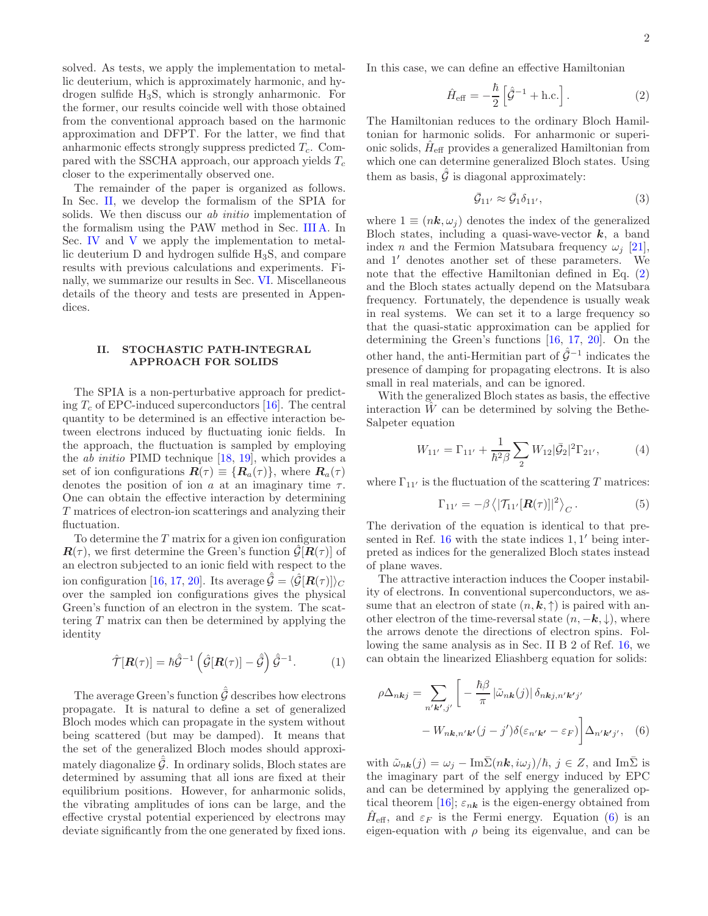solved. As tests, we apply the implementation to metallic deuterium, which is approximately harmonic, and hydrogen sulfide $H_3S$, which is strongly anharmonic. For the former, our results coincide well with those obtained from the conventional approach based on the harmonic approximation and DFPT. For the latter, we find that anharmonic effects strongly suppress predicted $T_c$. Compared with the SSCHA approach, our approach yields $T_c$ closer to the experimentally observed one.

The remainder of the paper is organized as follows. In Sec. II, we develop the formalism of the SPIA for solids. We then discuss our *ab initio* implementation of the formalism using the PAW method in Sec. III A. In Sec. IV and V we apply the implementation to metallic deuterium D and hydrogen sulfide $H_3S$, and compare results with previous calculations and experiments. Finally, we summarize our results in Sec. VI. Miscellaneous details of the theory and tests are presented in Appendices.

## II. STOCHASTIC PATH-INTEGRAL APPROACH FOR SOLIDS

The SPIA is a non-perturbative approach for predicting $T_c$ of EPC-induced superconductors [16]. The central quantity to be determined is an effective interaction between electrons induced by fluctuating ionic fields. In the approach, the fluctuation is sampled by employing the *ab initio* PIMD technique [18, 19], which provides a set of ion configurations $\boldsymbol{R}(\tau) \equiv \{\boldsymbol{R}_a(\tau)\}$, where $\boldsymbol{R}_a(\tau)$ denotes the position of ion $a$ at an imaginary time $\tau$. One can obtain the effective interaction by determining $T$ matrices of electron-ion scatterings and analyzing their fluctuation.

To determine the $T$ matrix for a given ion configuration $\boldsymbol{R}(\tau)$, we first determine the Green's function $\hat{\mathcal{G}}[\boldsymbol{R}(\tau)]$ of an electron subjected to an ionic field with respect to the ion configuration [16, 17, 20]. Its average $\hat{\bar{\mathcal{G}}} = \langle \hat{\mathcal{G}}[\boldsymbol{R}(\tau)] \rangle_C$ over the sampled ion configurations gives the physical Green's function of an electron in the system. The scattering $T$ matrix can then be determined by applying the identity

$$\hat{\mathcal{T}}[\boldsymbol{R}(\tau)] = \hbar \hat{\bar{\mathcal{G}}}^{-1} \left( \hat{\mathcal{G}}[\boldsymbol{R}(\tau)] - \hat{\bar{\mathcal{G}}} \right) \hat{\bar{\mathcal{G}}}^{-1}. \tag{1}$$

The average Green's function $\hat{\bar{\mathcal{G}}}$ describes how electrons propagate. It is natural to define a set of generalized Bloch modes which can propagate in the system without being scattered (but may be damped). It means that the set of the generalized Bloch modes should approximately diagonalize $\hat{\bar{\mathcal{G}}}$. In ordinary solids, Bloch states are determined by assuming that all ions are fixed at their equilibrium positions. However, for anharmonic solids, the vibrating amplitudes of ions can be large, and the effective crystal potential experienced by electrons may deviate significantly from the one generated by fixed ions. In this case, we can define an effective Hamiltonian

$$\hat{H}_{\rm eff} = -\frac{\hbar}{2} \left[ \hat{\bar{\mathcal{G}}}^{-1} + {\rm h.c.} \right]. \tag{2}$$

The Hamiltonian reduces to the ordinary Bloch Hamiltonian for harmonic solids. For anharmonic or superionic solids, $\hat{H}_{\rm eff}$ provides a generalized Hamiltonian from which one can determine generalized Bloch states. Using them as basis, $\hat{\bar{\mathcal{G}}}$ is diagonal approximately:

$$\bar{\mathcal{G}}_{11'} \approx \bar{\mathcal{G}}_1 \delta_{11'}, \tag{3}$$

where $1 \equiv (n\boldsymbol{k}, \omega_j)$ denotes the index of the generalized Bloch states, including a quasi-wave-vector $\boldsymbol{k}$, a band index $n$ and the Fermion Matsubara frequency $\omega_j$ [21], and $1'$ denotes another set of these parameters. We note that the effective Hamiltonian defined in Eq. (2) and the Bloch states actually depend on the Matsubara frequency. Fortunately, the dependence is usually weak in real systems. We can set it to a large frequency so that the quasi-static approximation can be applied for determining the Green's functions [16, 17, 20]. On the other hand, the anti-Hermitian part of $\hat{\bar{\mathcal{G}}}^{-1}$ indicates the presence of damping for propagating electrons. It is also small in real materials, and can be ignored.

With the generalized Bloch states as basis, the effective interaction $W$ can be determined by solving the Bethe-Salpeter equation

$$W_{11'} = \Gamma_{11'} + \frac{1}{\hbar^2 \beta} \sum_2 W_{12} |\bar{\mathcal{G}}_2|^2 \Gamma_{21'}, \tag{4}$$

where $\Gamma_{11'}$ is the fluctuation of the scattering $T$ matrices:

$$\Gamma_{11'} = -\beta \left\langle |\mathcal{T}_{11'}[\boldsymbol{R}(\tau)]|^2 \right\rangle_C. \tag{5}$$

The derivation of the equation is identical to that presented in Ref. 16 with the state indices $1, 1'$ being interpreted as indices for the generalized Bloch states instead of plane waves.

The attractive interaction induces the Cooper instability of electrons. In conventional superconductors, we assume that an electron of state $(n, \boldsymbol{k}, \uparrow)$ is paired with another electron of the time-reversal state $(n, -\boldsymbol{k}, \downarrow)$, where the arrows denote the directions of electron spins. Following the same analysis as in Sec. II B 2 of Ref. 16, we can obtain the linearized Eliashberg equation for solids:

$$\rho \Delta_{n\boldsymbol{k}j} = \sum_{n'\boldsymbol{k}', j'} \Bigg[ -\frac{\hbar \beta}{\pi} \left| \tilde{\omega}_{n\boldsymbol{k}}(j) \right| \delta_{n\boldsymbol{k}j, n'\boldsymbol{k}'j'} - W_{n\boldsymbol{k}, n'\boldsymbol{k}'}(j - j') \delta(\varepsilon_{n'\boldsymbol{k}'} - \varepsilon_F) \Bigg] \Delta_{n'\boldsymbol{k}'j'}, \tag{6}$$

with $\tilde{\omega}_{n\boldsymbol{k}}(j) = \omega_j - {\rm Im}\bar{\Sigma}(n\boldsymbol{k}, i\omega_j)/\hbar$, $j \in Z$, and ${\rm Im}\bar{\Sigma}$ is the imaginary part of the self energy induced by EPC and can be determined by applying the generalized optical theorem [16]; $\varepsilon_{n\boldsymbol{k}}$ is the eigen-energy obtained from $\hat{H}_{\rm eff}$, and $\varepsilon_F$ is the Fermi energy. Equation (6) is an eigen-equation with $\rho$ being its eigenvalue, and can be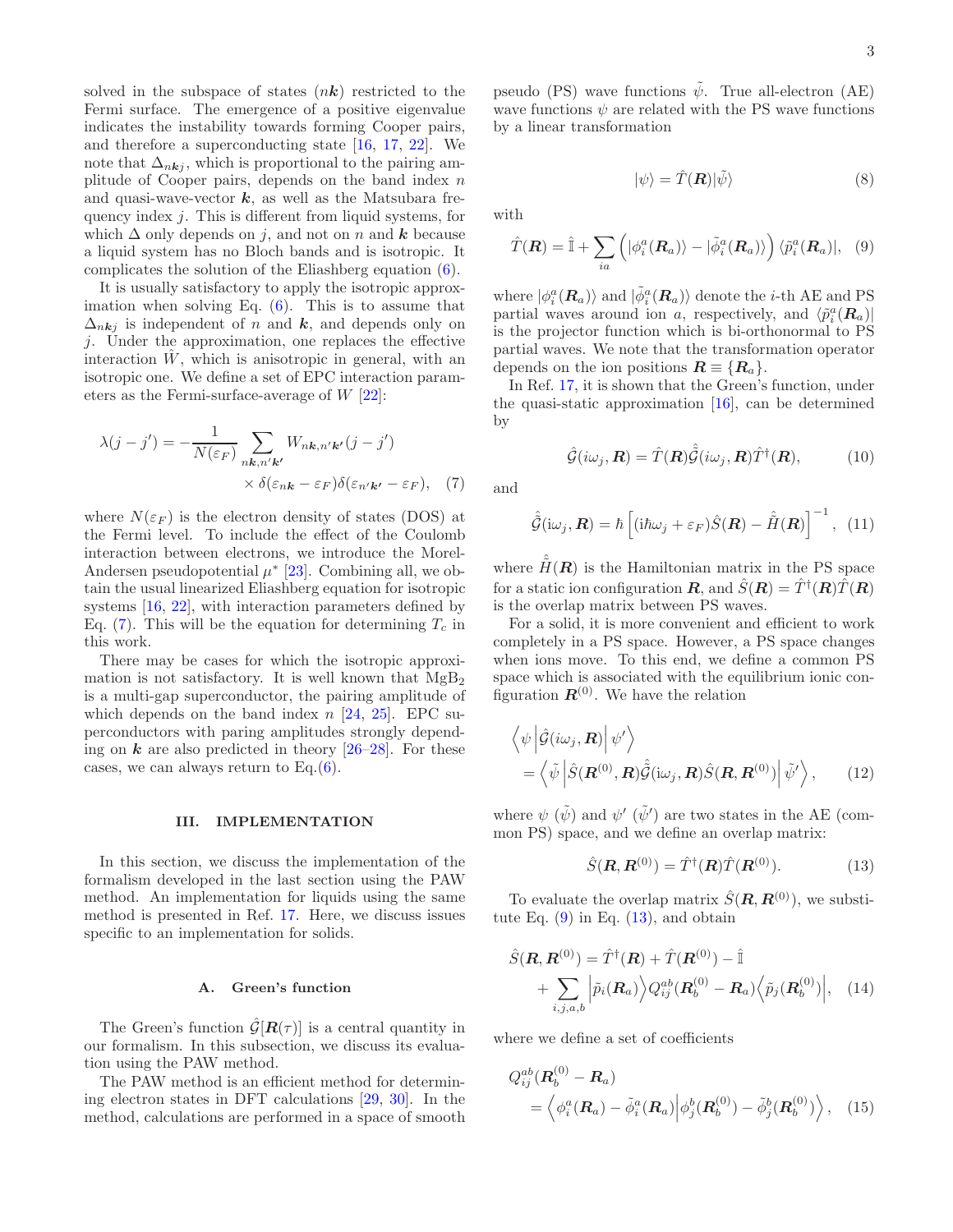solved in the subspace of states $(n\boldsymbol{k})$ restricted to the Fermi surface. The emergence of a positive eigenvalue indicates the instability towards forming Cooper pairs, and therefore a superconducting state [16, 17, 22]. We note that $\Delta_{n\boldsymbol{k}j}$, which is proportional to the pairing amplitude of Cooper pairs, depends on the band index $n$ and quasi-wave-vector $\boldsymbol{k}$, as well as the Matsubara frequency index $j$. This is different from liquid systems, for which $\Delta$ only depends on $j$, and not on $n$ and $\boldsymbol{k}$ because a liquid system has no Bloch bands and is isotropic. It complicates the solution of the Eliashberg equation (6).

It is usually satisfactory to apply the isotropic approximation when solving Eq. (6). This is to assume that $\Delta_{n\boldsymbol{k}j}$ is independent of $n$ and $\boldsymbol{k}$, and depends only on $j$. Under the approximation, one replaces the effective interaction $\hat{W}$, which is anisotropic in general, with an isotropic one. We define a set of EPC interaction parameters as the Fermi-surface-average of $W$ [22]:

$$\lambda(j-j') = -\frac{1}{N(\varepsilon_F)} \sum_{n\boldsymbol{k},n'\boldsymbol{k}'} W_{n\boldsymbol{k},n'\boldsymbol{k}'}(j-j') \times \delta(\varepsilon_{n\boldsymbol{k}}-\varepsilon_F)\delta(\varepsilon_{n'\boldsymbol{k}'}-\varepsilon_F), \quad (7)$$

where $N(\varepsilon_F)$ is the electron density of states (DOS) at the Fermi level. To include the effect of the Coulomb interaction between electrons, we introduce the Morel-Andersen pseudopotential $\mu^*$ [23]. Combining all, we obtain the usual linearized Eliashberg equation for isotropic systems [16, 22], with interaction parameters defined by Eq. (7). This will be the equation for determining $T_c$ in this work.

There may be cases for which the isotropic approximation is not satisfactory. It is well known that $MgB_2$ is a multi-gap superconductor, the pairing amplitude of which depends on the band index $n$ [24, 25]. EPC superconductors with paring amplitudes strongly depending on $\boldsymbol{k}$ are also predicted in theory [26–28]. For these cases, we can always return to Eq.(6).

## III. IMPLEMENTATION

In this section, we discuss the implementation of the formalism developed in the last section using the PAW method. An implementation for liquids using the same method is presented in Ref. 17. Here, we discuss issues specific to an implementation for solids.

### A. Green's function

The Green's function $\hat{\mathcal{G}}[\boldsymbol{R}(\tau)]$ is a central quantity in our formalism. In this subsection, we discuss its evaluation using the PAW method.

The PAW method is an efficient method for determining electron states in DFT calculations [29, 30]. In the method, calculations are performed in a space of smooth pseudo (PS) wave functions $\tilde{\psi}$. True all-electron (AE) wave functions $\psi$ are related with the PS wave functions by a linear transformation

$$|\psi\rangle = \hat{T}(\boldsymbol{R})|\tilde{\psi}\rangle \quad (8)$$

with

$$\hat{T}(\boldsymbol{R}) = \hat{\mathbb{I}} + \sum_{ia}\left(|\phi_i^a(\boldsymbol{R}_a)\rangle - |\tilde{\phi}_i^a(\boldsymbol{R}_a)\rangle\right)\langle\tilde{p}_i^a(\boldsymbol{R}_a)|, \quad (9)$$

where $|\phi_i^a(\boldsymbol{R}_a)\rangle$ and $|\tilde{\phi}_i^a(\boldsymbol{R}_a)\rangle$ denote the $i$-th AE and PS partial waves around ion $a$, respectively, and $\langle\tilde{p}_i^a(\boldsymbol{R}_a)|$ is the projector function which is bi-orthonormal to PS partial waves. We note that the transformation operator depends on the ion positions $\boldsymbol{R} \equiv \{\boldsymbol{R}_a\}$.

In Ref. 17, it is shown that the Green's function, under the quasi-static approximation [16], can be determined by

$$\hat{\mathcal{G}}(i\omega_j, \boldsymbol{R}) = \hat{T}(\boldsymbol{R})\hat{\tilde{\mathcal{G}}}(i\omega_j, \boldsymbol{R})\hat{T}^\dagger(\boldsymbol{R}), \quad (10)$$

and

$$\hat{\tilde{\mathcal{G}}}(\mathrm{i}\omega_j, \boldsymbol{R}) = \hbar\left[(\mathrm{i}\hbar\omega_j + \varepsilon_F)\hat{S}(\boldsymbol{R}) - \hat{\tilde{H}}(\boldsymbol{R})\right]^{-1}, \quad (11)$$

where $\hat{\tilde{H}}(\boldsymbol{R})$ is the Hamiltonian matrix in the PS space for a static ion configuration $\boldsymbol{R}$, and $\hat{S}(\boldsymbol{R}) = \hat{T}^\dagger(\boldsymbol{R})\hat{T}(\boldsymbol{R})$ is the overlap matrix between PS waves.

For a solid, it is more convenient and efficient to work completely in a PS space. However, a PS space changes when ions move. To this end, we define a common PS space which is associated with the equilibrium ionic configuration $\boldsymbol{R}^{(0)}$. We have the relation

$$\left\langle\psi\left|\hat{\mathcal{G}}(i\omega_j, \boldsymbol{R})\right|\psi'\right\rangle = \left\langle\tilde{\psi}\left|\hat{S}(\boldsymbol{R}^{(0)}, \boldsymbol{R})\hat{\tilde{\mathcal{G}}}(\mathrm{i}\omega_j, \boldsymbol{R})\hat{S}(\boldsymbol{R}, \boldsymbol{R}^{(0)})\right|\tilde{\psi}'\right\rangle, \quad (12)$$

where $\psi$ ($\tilde{\psi}$) and $\psi'$ ($\tilde{\psi}'$) are two states in the AE (common PS) space, and we define an overlap matrix:

$$\hat{S}(\boldsymbol{R}, \boldsymbol{R}^{(0)}) = \hat{T}^\dagger(\boldsymbol{R})\hat{T}(\boldsymbol{R}^{(0)}). \quad (13)$$

To evaluate the overlap matrix $\hat{S}(\boldsymbol{R}, \boldsymbol{R}^{(0)})$, we substitute Eq. (9) in Eq. (13), and obtain

$$\hat{S}(\boldsymbol{R}, \boldsymbol{R}^{(0)}) = \hat{T}^\dagger(\boldsymbol{R}) + \hat{T}(\boldsymbol{R}^{(0)}) - \hat{\mathbb{I}} + \sum_{i,j,a,b}\left|\tilde{p}_i(\boldsymbol{R}_a)\right\rangle Q_{ij}^{ab}(\boldsymbol{R}_b^{(0)} - \boldsymbol{R}_a)\left\langle\tilde{p}_j(\boldsymbol{R}_b^{(0)})\right|, \quad (14)$$

where we define a set of coefficients

$$Q_{ij}^{ab}(\boldsymbol{R}_b^{(0)} - \boldsymbol{R}_a) = \left\langle\phi_i^a(\boldsymbol{R}_a) - \tilde{\phi}_i^a(\boldsymbol{R}_a)\middle|\phi_j^b(\boldsymbol{R}_b^{(0)}) - \tilde{\phi}_j^b(\boldsymbol{R}_b^{(0)})\right\rangle, \quad (15)$$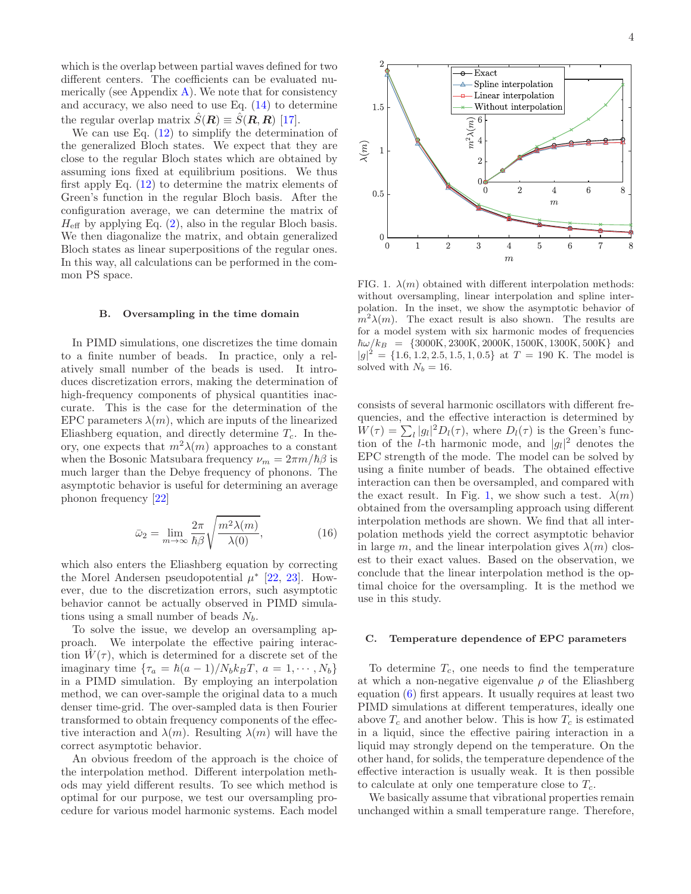which is the overlap between partial waves defined for two different centers. The coefficients can be evaluated numerically (see Appendix A). We note that for consistency and accuracy, we also need to use Eq. (14) to determine the regular overlap matrix $\hat{S}(\boldsymbol{R}) \equiv \hat{S}(\boldsymbol{R}, \boldsymbol{R})$ [17].

We can use Eq. (12) to simplify the determination of the generalized Bloch states. We expect that they are close to the regular Bloch states which are obtained by assuming ions fixed at equilibrium positions. We thus first apply Eq. (12) to determine the matrix elements of Green's function in the regular Bloch basis. After the configuration average, we can determine the matrix of $H_{\text{eff}}$ by applying Eq. (2), also in the regular Bloch basis. We then diagonalize the matrix, and obtain generalized Bloch states as linear superpositions of the regular ones. In this way, all calculations can be performed in the common PS space.

### B. Oversampling in the time domain

In PIMD simulations, one discretizes the time domain to a finite number of beads. In practice, only a relatively small number of the beads is used. It introduces discretization errors, making the determination of high-frequency components of physical quantities inaccurate. This is the case for the determination of the EPC parameters $\lambda(m)$, which are inputs of the linearized Eliashberg equation, and directly determine $T_c$. In theory, one expects that $m^2\lambda(m)$ approaches to a constant when the Bosonic Matsubara frequency $\nu_m = 2\pi m/\hbar\beta$ is much larger than the Debye frequency of phonons. The asymptotic behavior is useful for determining an average phonon frequency [22]

$$\bar{\omega}_2 = \lim_{m\to\infty} \frac{2\pi}{\hbar\beta}\sqrt{\frac{m^2\lambda(m)}{\lambda(0)}}, \tag{16}$$

which also enters the Eliashberg equation by correcting the Morel Andersen pseudopotential $\mu^*$ [22, 23]. However, due to the discretization errors, such asymptotic behavior cannot be actually observed in PIMD simulations using a small number of beads $N_b$.

To solve the issue, we develop an oversampling approach. We interpolate the effective pairing interaction $\hat{W}(\tau)$, which is determined for a discrete set of the imaginary time $\{\tau_a = \hbar(a-1)/N_b k_B T,\ a = 1, \cdots, N_b\}$ in a PIMD simulation. By employing an interpolation method, we can over-sample the original data to a much denser time-grid. The over-sampled data is then Fourier transformed to obtain frequency components of the effective interaction and $\lambda(m)$. Resulting $\lambda(m)$ will have the correct asymptotic behavior.

An obvious freedom of the approach is the choice of the interpolation method. Different interpolation methods may yield different results. To see which method is optimal for our purpose, we test our oversampling procedure for various model harmonic systems. Each model

FIG. 1. $\lambda(m)$ obtained with different interpolation methods: without oversampling, linear interpolation and spline interpolation. In the inset, we show the asymptotic behavior of $m^2\lambda(m)$. The exact result is also shown. The results are for a model system with six harmonic modes of frequencies $\hbar\omega/k_B$ = {3000K, 2300K, 2000K, 1500K, 1300K, 500K} and $|g|^2$ = {1.6, 1.2, 2.5, 1.5, 1, 0.5} at $T$ = 190 K. The model is solved with $N_b = 16$.

consists of several harmonic oscillators with different frequencies, and the effective interaction is determined by $W(\tau) = \sum_l |g_l|^2 D_l(\tau)$, where $D_l(\tau)$ is the Green's function of the $l$-th harmonic mode, and $|g_l|^2$ denotes the EPC strength of the mode. The model can be solved by using a finite number of beads. The obtained effective interaction can then be oversampled, and compared with the exact result. In Fig. 1, we show such a test. $\lambda(m)$ obtained from the oversampling approach using different interpolation methods are shown. We find that all interpolation methods yield the correct asymptotic behavior in large $m$, and the linear interpolation gives $\lambda(m)$ closest to their exact values. Based on the observation, we conclude that the linear interpolation method is the optimal choice for the oversampling. It is the method we use in this study.

### C. Temperature dependence of EPC parameters

To determine $T_c$, one needs to find the temperature at which a non-negative eigenvalue $\rho$ of the Eliashberg equation (6) first appears. It usually requires at least two PIMD simulations at different temperatures, ideally one above $T_c$ and another below. This is how $T_c$ is estimated in a liquid, since the effective pairing interaction in a liquid may strongly depend on the temperature. On the other hand, for solids, the temperature dependence of the effective interaction is usually weak. It is then possible to calculate at only one temperature close to $T_c$.

We basically assume that vibrational properties remain unchanged within a small temperature range. Therefore,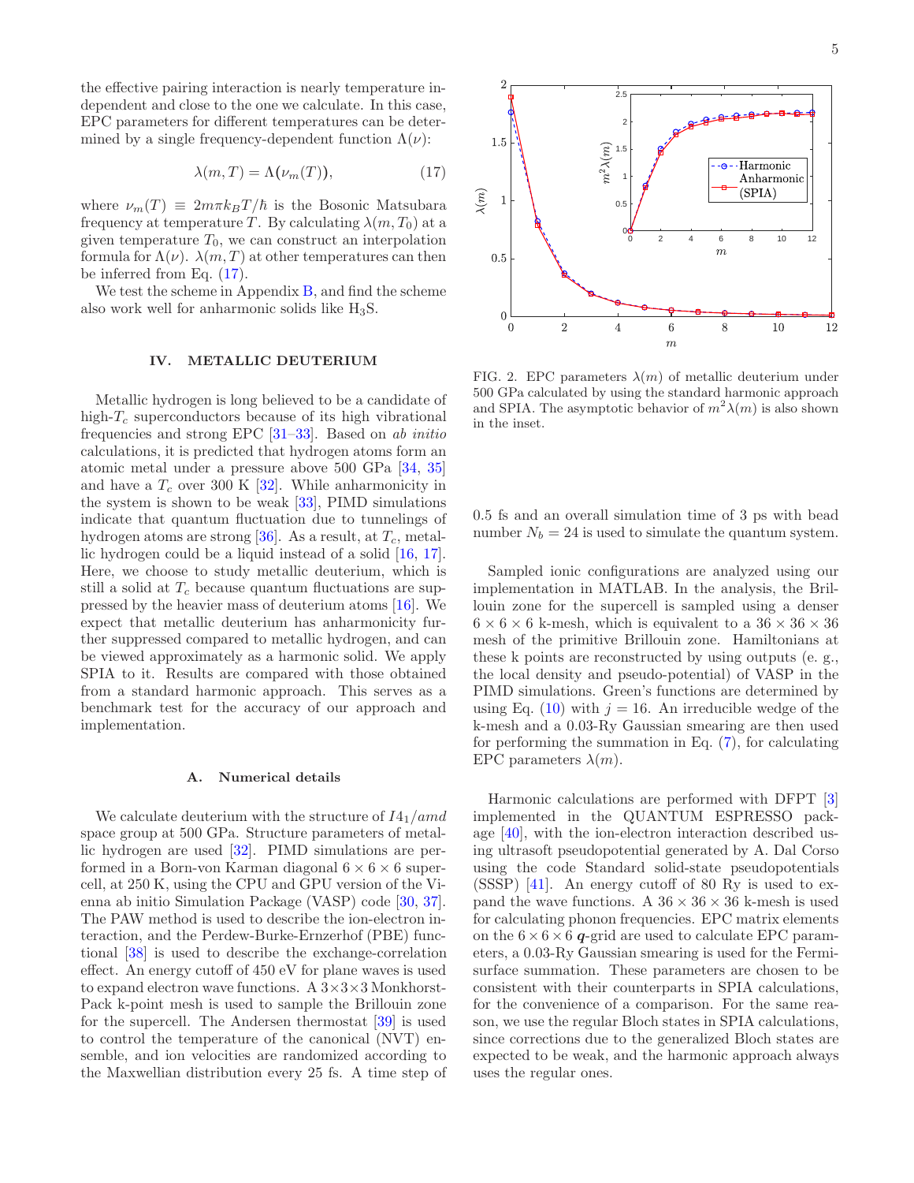the effective pairing interaction is nearly temperature independent and close to the one we calculate. In this case, EPC parameters for different temperatures can be determined by a single frequency-dependent function $\Lambda(\nu)$:

$$\lambda(m, T) = \Lambda(\nu_m(T)), \tag{17}$$

where $\nu_m(T) \equiv 2m\pi k_B T/\hbar$ is the Bosonic Matsubara frequency at temperature $T$. By calculating $\lambda(m, T_0)$ at a given temperature $T_0$, we can construct an interpolation formula for $\Lambda(\nu)$. $\lambda(m, T)$ at other temperatures can then be inferred from Eq. (17).

We test the scheme in Appendix B, and find the scheme also work well for anharmonic solids like $H_3S$.

## IV. METALLIC DEUTERIUM

Metallic hydrogen is long believed to be a candidate of high-$T_c$ superconductors because of its high vibrational frequencies and strong EPC [31–33]. Based on *ab initio* calculations, it is predicted that hydrogen atoms form an atomic metal under a pressure above 500 GPa [34, 35] and have a $T_c$ over 300 K [32]. While anharmonicity in the system is shown to be weak [33], PIMD simulations indicate that quantum fluctuation due to tunnelings of hydrogen atoms are strong [36]. As a result, at $T_c$, metallic hydrogen could be a liquid instead of a solid [16, 17]. Here, we choose to study metallic deuterium, which is still a solid at $T_c$ because quantum fluctuations are suppressed by the heavier mass of deuterium atoms [16]. We expect that metallic deuterium has anharmonicity further suppressed compared to metallic hydrogen, and can be viewed approximately as a harmonic solid. We apply SPIA to it. Results are compared with those obtained from a standard harmonic approach. This serves as a benchmark test for the accuracy of our approach and implementation.

### A. Numerical details

We calculate deuterium with the structure of $I4_1/amd$ space group at 500 GPa. Structure parameters of metallic hydrogen are used [32]. PIMD simulations are performed in a Born-von Karman diagonal $6 \times 6 \times 6$ supercell, at 250 K, using the CPU and GPU version of the Vienna ab initio Simulation Package (VASP) code [30, 37]. The PAW method is used to describe the ion-electron interaction, and the Perdew-Burke-Ernzerhof (PBE) functional [38] is used to describe the exchange-correlation effect. An energy cutoff of 450 eV for plane waves is used to expand electron wave functions. A $3\times3\times3$ Monkhorst-Pack k-point mesh is used to sample the Brillouin zone for the supercell. The Andersen thermostat [39] is used to control the temperature of the canonical (NVT) ensemble, and ion velocities are randomized according to the Maxwellian distribution every 25 fs. A time step of 0.5 fs and an overall simulation time of 3 ps with bead number $N_b = 24$ is used to simulate the quantum system.

FIG. 2. EPC parameters $\lambda(m)$ of metallic deuterium under 500 GPa calculated by using the standard harmonic approach and SPIA. The asymptotic behavior of $m^2\lambda(m)$ is also shown in the inset.

Sampled ionic configurations are analyzed using our implementation in MATLAB. In the analysis, the Brillouin zone for the supercell is sampled using a denser $6 \times 6 \times 6$ k-mesh, which is equivalent to a $36 \times 36 \times 36$ mesh of the primitive Brillouin zone. Hamiltonians at these k points are reconstructed by using outputs (e. g., the local density and pseudo-potential) of VASP in the PIMD simulations. Green's functions are determined by using Eq. (10) with $j = 16$. An irreducible wedge of the k-mesh and a 0.03-Ry Gaussian smearing are then used for performing the summation in Eq. (7), for calculating EPC parameters $\lambda(m)$.

Harmonic calculations are performed with DFPT [3] implemented in the QUANTUM ESPRESSO package [40], with the ion-electron interaction described using ultrasoft pseudopotential generated by A. Dal Corso using the code Standard solid-state pseudopotentials (SSSP) [41]. An energy cutoff of 80 Ry is used to expand the wave functions. A $36 \times 36 \times 36$ k-mesh is used for calculating phonon frequencies. EPC matrix elements on the $6 \times 6 \times 6$ $\boldsymbol{q}$-grid are used to calculate EPC parameters, a 0.03-Ry Gaussian smearing is used for the Fermi-surface summation. These parameters are chosen to be consistent with their counterparts in SPIA calculations, for the convenience of a comparison. For the same reason, we use the regular Bloch states in SPIA calculations, since corrections due to the generalized Bloch states are expected to be weak, and the harmonic approach always uses the regular ones.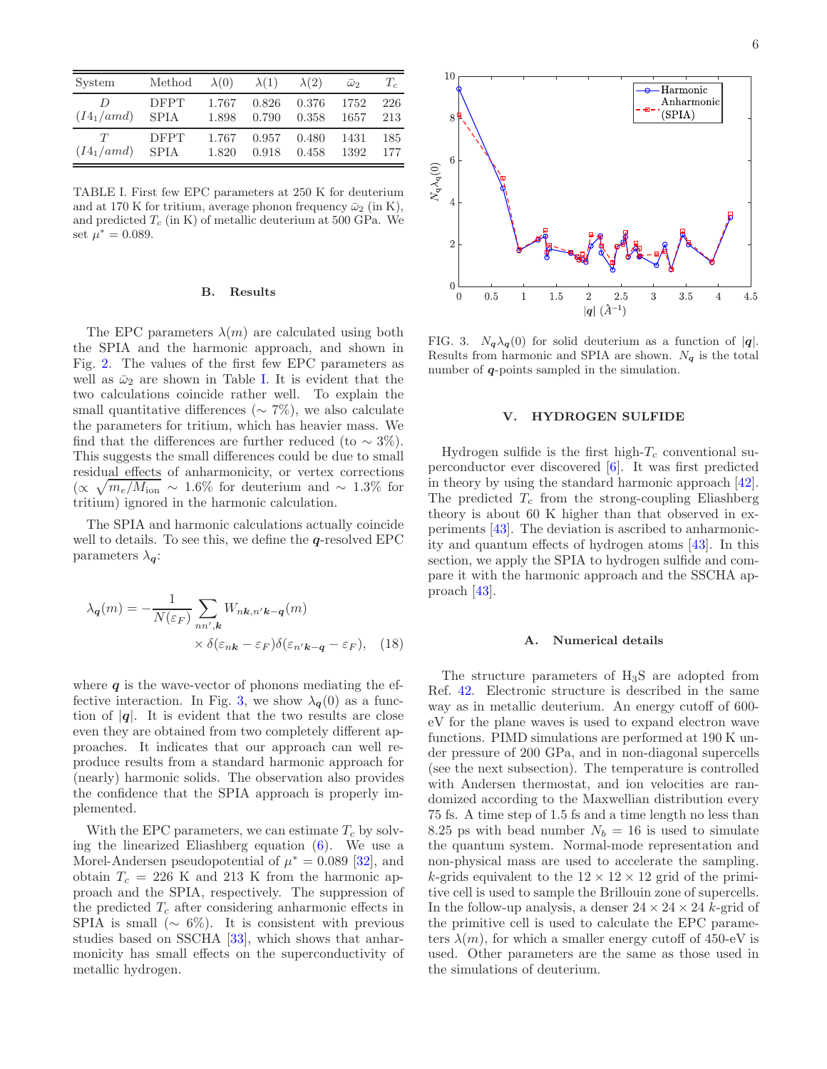| System | Method | $\lambda(0)$ | $\lambda(1)$ | $\lambda(2)$ | $\bar{\omega}_2$ | $T_c$ |
| --- | --- | --- | --- | --- | --- | --- |
| $D$ | DFPT | 1.767 | 0.826 | 0.376 | 1752 | 226 |
| $(I4_1/amd)$ | SPIA | 1.898 | 0.790 | 0.358 | 1657 | 213 |
| $T$ | DFPT | 1.767 | 0.957 | 0.480 | 1431 | 185 |
| $(I4_1/amd)$ | SPIA | 1.820 | 0.918 | 0.458 | 1392 | 177 |

TABLE I. First few EPC parameters at 250 K for deuterium and at 170 K for tritium, average phonon frequency $\bar{\omega}_2$ (in K), and predicted $T_c$ (in K) of metallic deuterium at 500 GPa. We set $\mu^* = 0.089$.

### B. Results

The EPC parameters $\lambda(m)$ are calculated using both the SPIA and the harmonic approach, and shown in Fig. 2. The values of the first few EPC parameters as well as $\bar{\omega}_2$ are shown in Table I. It is evident that the two calculations coincide rather well. To explain the small quantitative differences ($\sim 7\%$), we also calculate the parameters for tritium, which has heavier mass. We find that the differences are further reduced (to $\sim 3\%$). This suggests the small differences could be due to small residual effects of anharmonicity, or vertex corrections ($\propto \sqrt{m_e/M_{\text{ion}}} \sim 1.6\%$ for deuterium and $\sim 1.3\%$ for tritium) ignored in the harmonic calculation.

The SPIA and harmonic calculations actually coincide well to details. To see this, we define the $\boldsymbol{q}$-resolved EPC parameters $\lambda_{\boldsymbol{q}}$:

$$\lambda_{\boldsymbol{q}}(m) = -\frac{1}{N(\varepsilon_F)} \sum_{nn',\boldsymbol{k}} W_{n\boldsymbol{k},n'\boldsymbol{k}-\boldsymbol{q}}(m) \times \delta(\varepsilon_{n\boldsymbol{k}} - \varepsilon_F)\delta(\varepsilon_{n'\boldsymbol{k}-\boldsymbol{q}} - \varepsilon_F), \quad (18)$$

where $\boldsymbol{q}$ is the wave-vector of phonons mediating the effective interaction. In Fig. 3, we show $\lambda_{\boldsymbol{q}}(0)$ as a function of $|\boldsymbol{q}|$. It is evident that the two results are close even they are obtained from two completely different approaches. It indicates that our approach can well reproduce results from a standard harmonic approach for (nearly) harmonic solids. The observation also provides the confidence that the SPIA approach is properly implemented.

With the EPC parameters, we can estimate $T_c$ by solving the linearized Eliashberg equation (6). We use a Morel-Andersen pseudopotential of $\mu^* = 0.089$ [32], and obtain $T_c = 226$ K and 213 K from the harmonic approach and the SPIA, respectively. The suppression of the predicted $T_c$ after considering anharmonic effects in SPIA is small ($\sim 6\%$). It is consistent with previous studies based on SSCHA [33], which shows that anharmonicity has small effects on the superconductivity of metallic hydrogen.

FIG. 3. $N_{\boldsymbol{q}}\lambda_{\boldsymbol{q}}(0)$ for solid deuterium as a function of $|\boldsymbol{q}|$. Results from harmonic and SPIA are shown. $N_{\boldsymbol{q}}$ is the total number of $\boldsymbol{q}$-points sampled in the simulation.

## V. HYDROGEN SULFIDE

Hydrogen sulfide is the first high-$T_c$ conventional superconductor ever discovered [6]. It was first predicted in theory by using the standard harmonic approach [42]. The predicted $T_c$ from the strong-coupling Eliashberg theory is about 60 K higher than that observed in experiments [43]. The deviation is ascribed to anharmonicity and quantum effects of hydrogen atoms [43]. In this section, we apply the SPIA to hydrogen sulfide and compare it with the harmonic approach and the SSCHA approach [43].

### A. Numerical details

The structure parameters of $H_3S$ are adopted from Ref. 42. Electronic structure is described in the same way as in metallic deuterium. An energy cutoff of 600-eV for the plane waves is used to expand electron wave functions. PIMD simulations are performed at 190 K under pressure of 200 GPa, and in non-diagonal supercells (see the next subsection). The temperature is controlled with Andersen thermostat, and ion velocities are randomized according to the Maxwellian distribution every 75 fs. A time step of 1.5 fs and a time length no less than 8.25 ps with bead number $N_b = 16$ is used to simulate the quantum system. Normal-mode representation and non-physical mass are used to accelerate the sampling. $k$-grids equivalent to the $12 \times 12 \times 12$ grid of the primitive cell is used to sample the Brillouin zone of supercells. In the follow-up analysis, a denser $24 \times 24 \times 24$ $k$-grid of the primitive cell is used to calculate the EPC parameters $\lambda(m)$, for which a smaller energy cutoff of 450-eV is used. Other parameters are the same as those used in the simulations of deuterium.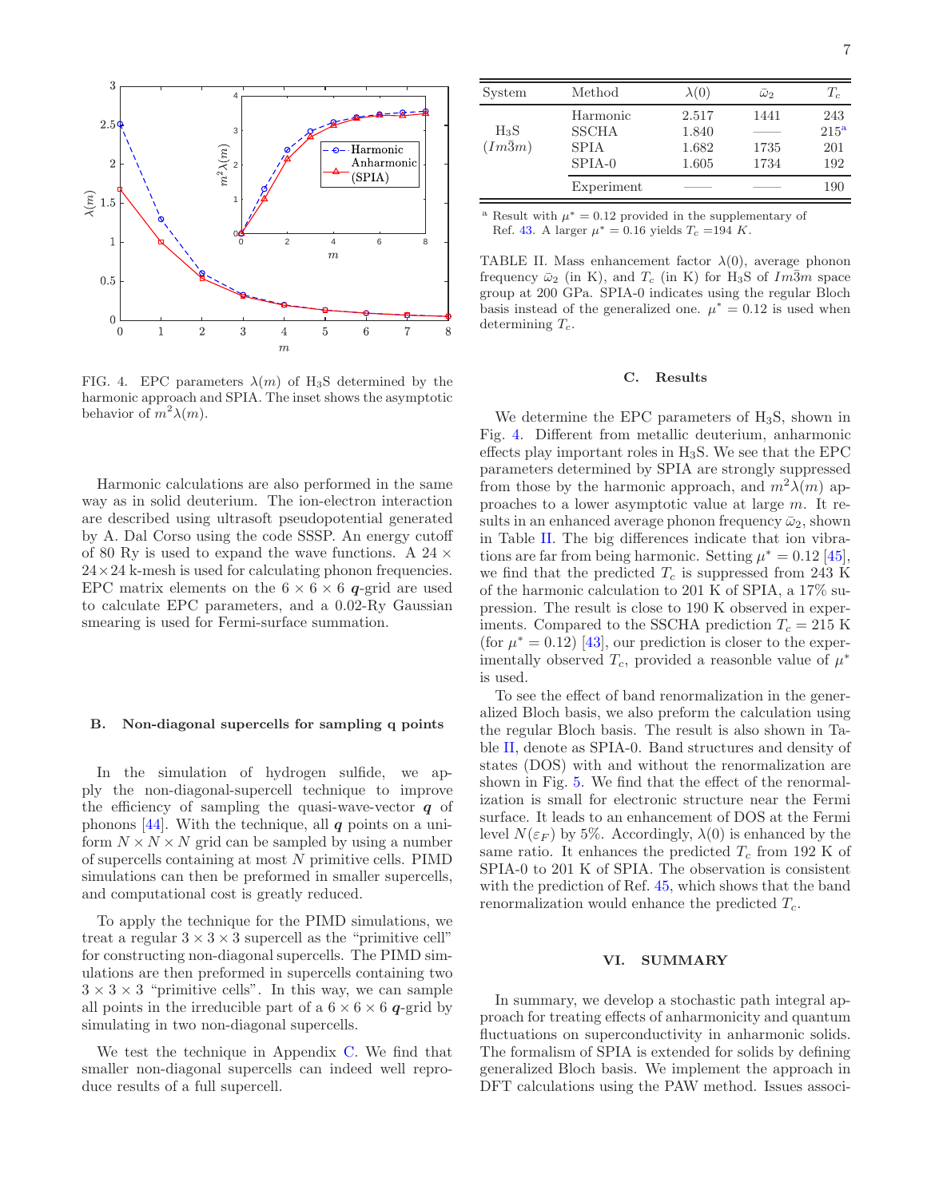FIG. 4. EPC parameters $\lambda(m)$ of $H_3S$ determined by the harmonic approach and SPIA. The inset shows the asymptotic behavior of $m^2\lambda(m)$.

Harmonic calculations are also performed in the same way as in solid deuterium. The ion-electron interaction are described using ultrasoft pseudopotential generated by A. Dal Corso using the code SSSP. An energy cutoff of 80 Ry is used to expand the wave functions. A $24 \times 24 \times 24$ k-mesh is used for calculating phonon frequencies. EPC matrix elements on the $6 \times 6 \times 6$ $\boldsymbol{q}$-grid are used to calculate EPC parameters, and a 0.02-Ry Gaussian smearing is used for Fermi-surface summation.

### B. Non-diagonal supercells for sampling q points

In the simulation of hydrogen sulfide, we apply the non-diagonal-supercell technique to improve the efficiency of sampling the quasi-wave-vector $\boldsymbol{q}$ of phonons [44]. With the technique, all $\boldsymbol{q}$ points on a uniform $N \times N \times N$ grid can be sampled by using a number of supercells containing at most $N$ primitive cells. PIMD simulations can then be preformed in smaller supercells, and computational cost is greatly reduced.

To apply the technique for the PIMD simulations, we treat a regular $3 \times 3 \times 3$ supercell as the "primitive cell" for constructing non-diagonal supercells. The PIMD simulations are then preformed in supercells containing two $3 \times 3 \times 3$ "primitive cells". In this way, we can sample all points in the irreducible part of a $6 \times 6 \times 6$ $\boldsymbol{q}$-grid by simulating in two non-diagonal supercells.

We test the technique in Appendix C. We find that smaller non-diagonal supercells can indeed well reproduce results of a full supercell.

| System | Method | $\lambda(0)$ | $\bar{\omega}_2$ | $T_c$ |
|---|---|---|---|---|
| $H_3S$ ($Im\bar{3}m$) | Harmonic | 2.517 | 1441 | 243 |
| | SSCHA | 1.840 | —— | 215[a] |
| | SPIA | 1.682 | 1735 | 201 |
| | SPIA-0 | 1.605 | 1734 | 192 |
| | Experiment | —— | —— | 190 |

[a] Result with $\mu^* = 0.12$ provided in the supplementary of Ref. 43. A larger $\mu^* = 0.16$ yields $T_c = 194$ $K$.

TABLE II. Mass enhancement factor $\lambda(0)$, average phonon frequency $\bar{\omega}_2$ (in K), and $T_c$ (in K) for $H_3S$ of $Im\bar{3}m$ space group at 200 GPa. SPIA-0 indicates using the regular Bloch basis instead of the generalized one. $\mu^* = 0.12$ is used when determining $T_c$.

### C. Results

We determine the EPC parameters of $H_3S$, shown in Fig. 4. Different from metallic deuterium, anharmonic effects play important roles in $H_3S$. We see that the EPC parameters determined by SPIA are strongly suppressed from those by the harmonic approach, and $m^2\lambda(m)$ approaches to a lower asymptotic value at large $m$. It results in an enhanced average phonon frequency $\bar{\omega}_2$, shown in Table II. The big differences indicate that ion vibrations are far from being harmonic. Setting $\mu^* = 0.12$ [45], we find that the predicted $T_c$ is suppressed from 243 K of the harmonic calculation to 201 K of SPIA, a 17% suppression. The result is close to 190 K observed in experiments. Compared to the SSCHA prediction $T_c = 215$ K (for $\mu^* = 0.12$) [43], our prediction is closer to the experimentally observed $T_c$, provided a reasonble value of $\mu^*$ is used.

To see the effect of band renormalization in the generalized Bloch basis, we also preform the calculation using the regular Bloch basis. The result is also shown in Table II, denote as SPIA-0. Band structures and density of states (DOS) with and without the renormalization are shown in Fig. 5. We find that the effect of the renormalization is small for electronic structure near the Fermi surface. It leads to an enhancement of DOS at the Fermi level $N(\varepsilon_F)$ by 5%. Accordingly, $\lambda(0)$ is enhanced by the same ratio. It enhances the predicted $T_c$ from 192 K of SPIA-0 to 201 K of SPIA. The observation is consistent with the prediction of Ref. 45, which shows that the band renormalization would enhance the predicted $T_c$.

## VI. SUMMARY

In summary, we develop a stochastic path integral approach for treating effects of anharmonicity and quantum fluctuations on superconductivity in anharmonic solids. The formalism of SPIA is extended for solids by defining generalized Bloch basis. We implement the approach in DFT calculations using the PAW method. Issues associ-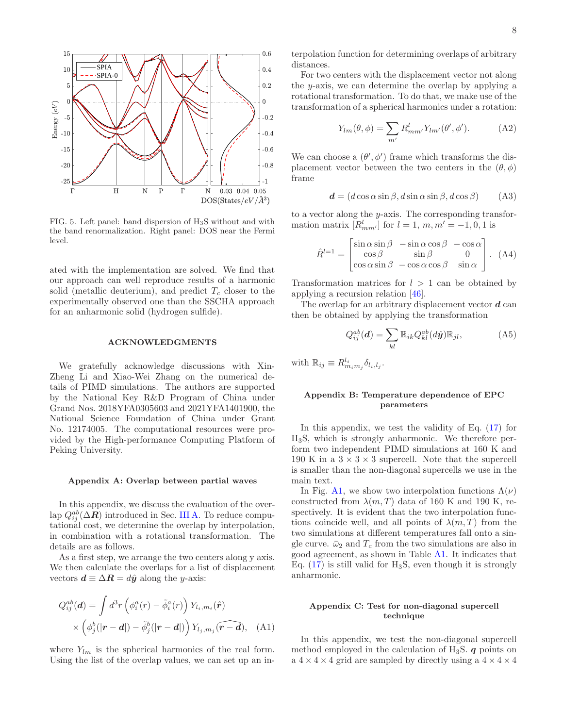FIG. 5. Left panel: band dispersion of $H_3S$ without and with the band renormalization. Right panel: DOS near the Fermi level.

ated with the implementation are solved. We find that our approach can well reproduce results of a harmonic solid (metallic deuterium), and predict $T_c$ closer to the experimentally observed one than the SSCHA approach for an anharmonic solid (hydrogen sulfide).

### ACKNOWLEDGMENTS

We gratefully acknowledge discussions with Xin-Zheng Li and Xiao-Wei Zhang on the numerical details of PIMD simulations. The authors are supported by the National Key R&D Program of China under Grand Nos. 2018YFA0305603 and 2021YFA1401900, the National Science Foundation of China under Grant No. 12174005. The computational resources were provided by the High-performance Computing Platform of Peking University.

### Appendix A: Overlap between partial waves

In this appendix, we discuss the evaluation of the overlap $Q^{ab}_{ij}(\Delta\boldsymbol{R})$ introduced in Sec. III A. To reduce computational cost, we determine the overlap by interpolation, in combination with a rotational transformation. The details are as follows.

As a first step, we arrange the two centers along y axis. We then calculate the overlaps for a list of displacement vectors $\boldsymbol{d} \equiv \Delta\boldsymbol{R} = d\hat{\boldsymbol{y}}$ along the $y$-axis:

$$Q^{ab}_{ij}(\boldsymbol{d}) = \int d^3r \left(\phi^a_i(r) - \tilde{\phi}^a_i(r)\right) Y_{l_i,m_i}(\hat{\boldsymbol{r}}) \times \left(\phi^b_j(|\boldsymbol{r}-\boldsymbol{d}|) - \tilde{\phi}^b_j(|\boldsymbol{r}-\boldsymbol{d}|)\right) Y_{l_j,m_j}(\widehat{\boldsymbol{r}-\boldsymbol{d}}), \quad \text{(A1)}$$

where $Y_{lm}$ is the spherical harmonics of the real form. Using the list of the overlap values, we can set up an interpolation function for determining overlaps of arbitrary distances.

For two centers with the displacement vector not along the $y$-axis, we can determine the overlap by applying a rotational transformation. To do that, we make use of the transformation of a spherical harmonics under a rotation:

$$Y_{lm}(\theta,\phi) = \sum_{m'} R^l_{mm'} Y_{lm'}(\theta',\phi'). \quad \text{(A2)}$$

We can choose a $(\theta',\phi')$ frame which transforms the displacement vector between the two centers in the $(\theta,\phi)$ frame

$$\boldsymbol{d} = (d\cos\alpha\sin\beta, d\sin\alpha\sin\beta, d\cos\beta) \quad \text{(A3)}$$

to a vector along the $y$-axis. The corresponding transformation matrix $[R^l_{mm'}]$ for $l=1$, $m, m' = -1, 0, 1$ is

$$\hat{R}^{l=1} = \begin{bmatrix} \sin\alpha\sin\beta & -\sin\alpha\cos\beta & -\cos\alpha \\ \cos\beta & \sin\beta & 0 \\ \cos\alpha\sin\beta & -\cos\alpha\cos\beta & \sin\alpha \end{bmatrix}. \quad \text{(A4)}$$

Transformation matrices for $l > 1$ can be obtained by applying a recursion relation [46].

The overlap for an arbitrary displacement vector $\boldsymbol{d}$ can then be obtained by applying the transformation

$$Q^{ab}_{ij}(\boldsymbol{d}) = \sum_{kl} \mathbb{R}_{ik} Q^{ab}_{kl}(d\hat{\boldsymbol{y}}) \mathbb{R}_{jl}, \quad \text{(A5)}$$

with $\mathbb{R}_{ij} \equiv R^{l_i}_{m_i m_j}\delta_{l_i,l_j}$.

### Appendix B: Temperature dependence of EPC parameters

In this appendix, we test the validity of Eq. (17) for $H_3S$, which is strongly anharmonic. We perform two independent PIMD simulations at 160 K and 190 K in a $3\times3\times3$ supercell. Note that the supercell is smaller than the non-diagonal supercells we use in the main text.

In Fig. A1, we show two interpolation functions $\Lambda(\nu)$ constructed from $\lambda(m,T)$ data of 160 K and 190 K, respectively. It is evident that the two interpolation functions coincide well, and all points of $\lambda(m,T)$ from the two simulations at different temperatures fall onto a single curve. $\bar{\omega}_2$ and $T_c$ from the two simulations are also in good agreement, as shown in Table A1. It indicates that Eq. (17) is still valid for $H_3S$, even though it is strongly anharmonic.

### Appendix C: Test for non-diagonal supercell technique

In this appendix, we test the non-diagonal supercell method employed in the calculation of $H_3S$. $\boldsymbol{q}$ points on a $4\times4\times4$ grid are sampled by directly using a $4\times4\times4$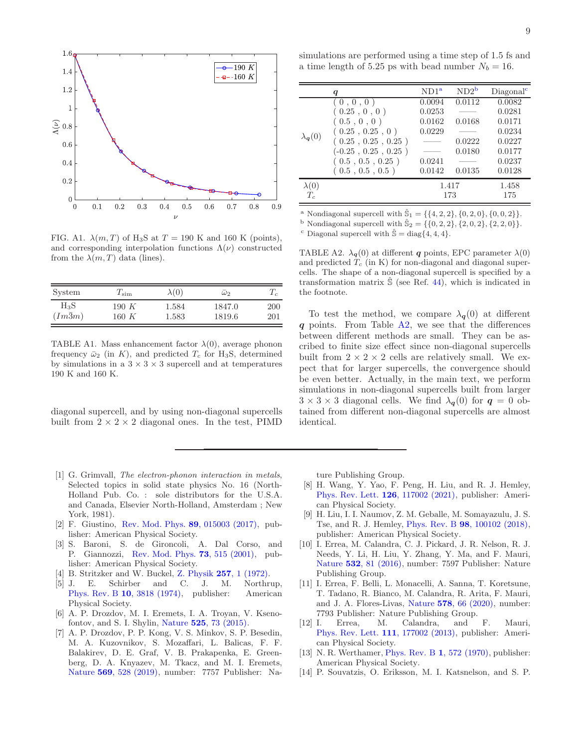FIG. A1. $\lambda(m,T)$ of $H_3S$ at $T = 190$ K and 160 K (points), and corresponding interpolation functions $\Lambda(\nu)$ constructed from the $\lambda(m,T)$ data (lines).

| System | $T_{\rm sim}$ | $\lambda(0)$ | $\bar{\omega}_2$ | $T_c$ |
|---|---|---|---|---|
| $H_3S$ | 190 $K$ | 1.584 | 1847.0 | 200 |
| ($Im\bar{3}m$) | 160 $K$ | 1.583 | 1819.6 | 201 |

TABLE A1. Mass enhancement factor $\lambda(0)$, average phonon frequency $\bar{\omega}_2$ (in $K$), and predicted $T_c$ for $H_3S$, determined by simulations in a $3\times3\times3$ supercell and at temperatures 190 K and 160 K.

diagonal supercell, and by using non-diagonal supercells built from $2\times2\times2$ diagonal ones. In the test, PIMD simulations are performed using a time step of 1.5 fs and a time length of 5.25 ps with bead number $N_b = 16$.

| | $\boldsymbol{q}$ | ND1[a] | ND2[b] | Diagonal[c] |
|---|---|---|---|---|
| $\lambda_{\boldsymbol{q}}(0)$ | ( 0 , 0 , 0 ) | 0.0094 | 0.0112 | 0.0082 |
| | ( 0.25 , 0 , 0 ) | 0.0253 | —— | 0.0281 |
| | ( 0.5 , 0 , 0 ) | 0.0162 | 0.0168 | 0.0171 |
| | ( 0.25 , 0.25 , 0 ) | 0.0229 | —— | 0.0234 |
| | ( 0.25 , 0.25 , 0.25 ) | —— | 0.0222 | 0.0227 |
| | (-0.25 , 0.25 , 0.25 ) | —— | 0.0180 | 0.0177 |
| | ( 0.5 , 0.5 , 0.25 ) | 0.0241 | —— | 0.0237 |
| | ( 0.5 , 0.5 , 0.5 ) | 0.0142 | 0.0135 | 0.0128 |
| $\lambda(0)$ | | 1.417 | | 1.458 |
| $T_c$ | | 173 | | 175 |

[a] Nondiagonal supercell with $\hat{\mathbb{S}}_1 = \{\{4,2,2\},\{0,2,0\},\{0,0,2\}\}$.
[b] Nondiagonal supercell with $\hat{\mathbb{S}}_2 = \{\{0,2,2\},\{2,0,2\},\{2,2,0\}\}$.
[c] Diagonal supercell with $\hat{\mathbb{S}} = \mathrm{diag}\{4,4,4\}$.

TABLE A2. $\lambda_{\boldsymbol{q}}(0)$ at different $\boldsymbol{q}$ points, EPC parameter $\lambda(0)$ and predicted $T_c$ (in K) for non-diagonal and diagonal supercells. The shape of a non-diagonal supercell is specified by a transformation matrix $\hat{\mathbb{S}}$ (see Ref. 44), which is indicated in the footnote.

To test the method, we compare $\lambda_{\boldsymbol{q}}(0)$ at different $\boldsymbol{q}$ points. From Table A2, we see that the differences between different methods are small. They can be ascribed to finite size effect since non-diagonal supercells built from $2\times2\times2$ cells are relatively small. We expect that for larger supercells, the convergence should be even better. Actually, in the main text, we perform simulations in non-diagonal supercells built from larger $3\times3\times3$ diagonal cells. We find $\lambda_{\boldsymbol{q}}(0)$ for $\boldsymbol{q} = 0$ obtained from different non-diagonal supercells are almost identical.

---

[1] G. Grimvall, *The electron-phonon interaction in metals*, Selected topics in solid state physics No. 16 (North-Holland Pub. Co. : sole distributors for the U.S.A. and Canada, Elsevier North-Holland, Amsterdam ; New York, 1981).

[2] F. Giustino, Rev. Mod. Phys. **89**, 015003 (2017), publisher: American Physical Society.

[3] S. Baroni, S. de Gironcoli, A. Dal Corso, and P. Giannozzi, Rev. Mod. Phys. **73**, 515 (2001), publisher: American Physical Society.

[4] B. Stritzker and W. Buckel, Z. Physik **257**, 1 (1972).

[5] J. E. Schirber and C. J. M. Northrup, Phys. Rev. B **10**, 3818 (1974), publisher: American Physical Society.

[6] A. P. Drozdov, M. I. Eremets, I. A. Troyan, V. Ksenofontov, and S. I. Shylin, Nature **525**, 73 (2015).

[7] A. P. Drozdov, P. P. Kong, V. S. Minkov, S. P. Besedin, M. A. Kuzovnikov, S. Mozaffari, L. Balicas, F. F. Balakirev, D. E. Graf, V. B. Prakapenka, E. Greenberg, D. A. Knyazev, M. Tkacz, and M. I. Eremets, Nature **569**, 528 (2019), number: 7757 Publisher: Nature Publishing Group.

[8] H. Wang, Y. Yao, F. Peng, H. Liu, and R. J. Hemley, Phys. Rev. Lett. **126**, 117002 (2021), publisher: American Physical Society.

[9] H. Liu, I. I. Naumov, Z. M. Geballe, M. Somayazulu, J. S. Tse, and R. J. Hemley, Phys. Rev. B **98**, 100102 (2018), publisher: American Physical Society.

[10] I. Errea, M. Calandra, C. J. Pickard, J. R. Nelson, R. J. Needs, Y. Li, H. Liu, Y. Zhang, Y. Ma, and F. Mauri, Nature **532**, 81 (2016), number: 7597 Publisher: Nature Publishing Group.

[11] I. Errea, F. Belli, L. Monacelli, A. Sanna, T. Koretsune, T. Tadano, R. Bianco, M. Calandra, R. Arita, F. Mauri, and J. A. Flores-Livas, Nature **578**, 66 (2020), number: 7793 Publisher: Nature Publishing Group.

[12] I. Errea, M. Calandra, and F. Mauri, Phys. Rev. Lett. **111**, 177002 (2013), publisher: American Physical Society.

[13] N. R. Werthamer, Phys. Rev. B **1**, 572 (1970), publisher: American Physical Society.

[14] P. Souvatzis, O. Eriksson, M. I. Katsnelson, and S. P.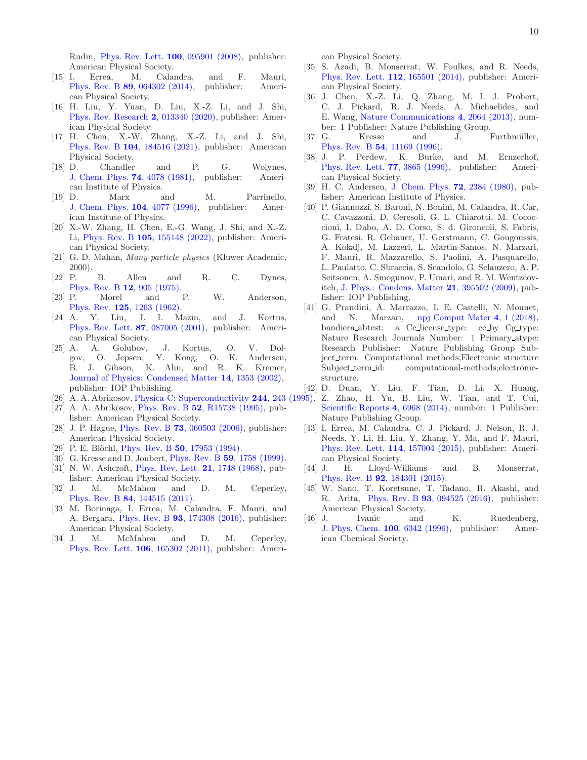Rudin, Phys. Rev. Lett. **100**, 095901 (2008), publisher: American Physical Society.

[15] I. Errea, M. Calandra, and F. Mauri, Phys. Rev. B **89**, 064302 (2014), publisher: American Physical Society.

[16] H. Liu, Y. Yuan, D. Liu, X.-Z. Li, and J. Shi, Phys. Rev. Research **2**, 013340 (2020), publisher: American Physical Society.

[17] H. Chen, X.-W. Zhang, X.-Z. Li, and J. Shi, Phys. Rev. B **104**, 184516 (2021), publisher: American Physical Society.

[18] D. Chandler and P. G. Wolynes, J. Chem. Phys. **74**, 4078 (1981), publisher: American Institute of Physics.

[19] D. Marx and M. Parrinello, J. Chem. Phys. **104**, 4077 (1996), publisher: American Institute of Physics.

[20] X.-W. Zhang, H. Chen, E.-G. Wang, J. Shi, and X.-Z. Li, Phys. Rev. B **105**, 155148 (2022), publisher: American Physical Society.

[21] G. D. Mahan, *Many-particle physics* (Kluwer Academic, 2000).

[22] P. B. Allen and R. C. Dynes, Phys. Rev. B **12**, 905 (1975).

[23] P. Morel and P. W. Anderson, Phys. Rev. **125**, 1263 (1962).

[24] A. Y. Liu, I. I. Mazin, and J. Kortus, Phys. Rev. Lett. **87**, 087005 (2001), publisher: American Physical Society.

[25] A. A. Golubov, J. Kortus, O. V. Dolgov, O. Jepsen, Y. Kong, O. K. Andersen, B. J. Gibson, K. Ahn, and R. K. Kremer, Journal of Physics: Condensed Matter **14**, 1353 (2002), publisher: IOP Publishing.

[26] A. A. Abrikosov, Physica C: Superconductivity **244**, 243 (1995).

[27] A. A. Abrikosov, Phys. Rev. B **52**, R15738 (1995), publisher: American Physical Society.

[28] J. P. Hague, Phys. Rev. B **73**, 060503 (2006), publisher: American Physical Society.

[29] P. E. Blöchl, Phys. Rev. B **50**, 17953 (1994).

[30] G. Kresse and D. Joubert, Phys. Rev. B **59**, 1758 (1999).

[31] N. W. Ashcroft, Phys. Rev. Lett. **21**, 1748 (1968), publisher: American Physical Society.

[32] J. M. McMahon and D. M. Ceperley, Phys. Rev. B **84**, 144515 (2011).

[33] M. Borinaga, I. Errea, M. Calandra, F. Mauri, and A. Bergara, Phys. Rev. B **93**, 174308 (2016), publisher: American Physical Society.

[34] J. M. McMahon and D. M. Ceperley, Phys. Rev. Lett. **106**, 165302 (2011), publisher: American Physical Society.

[35] S. Azadi, B. Monserrat, W. Foulkes, and R. Needs, Phys. Rev. Lett. **112**, 165501 (2014), publisher: American Physical Society.

[36] J. Chen, X.-Z. Li, Q. Zhang, M. I. J. Probert, C. J. Pickard, R. J. Needs, A. Michaelides, and E. Wang, Nature Communications **4**, 2064 (2013), number: 1 Publisher: Nature Publishing Group.

[37] G. Kresse and J. Furthmüller, Phys. Rev. B **54**, 11169 (1996).

[38] J. P. Perdew, K. Burke, and M. Ernzerhof, Phys. Rev. Lett. **77**, 3865 (1996), publisher: American Physical Society.

[39] H. C. Andersen, J. Chem. Phys. **72**, 2384 (1980), publisher: American Institute of Physics.

[40] P. Giannozzi, S. Baroni, N. Bonini, M. Calandra, R. Car, C. Cavazzoni, D. Ceresoli, G. L. Chiarotti, M. Cococcioni, I. Dabo, A. D. Corso, S. d. Gironcoli, S. Fabris, G. Fratesi, R. Gebauer, U. Gerstmann, C. Gougoussis, A. Kokalj, M. Lazzeri, L. Martin-Samos, N. Marzari, F. Mauri, R. Mazzarello, S. Paolini, A. Pasquarello, L. Paulatto, C. Sbraccia, S. Scandolo, G. Sclauzero, A. P. Seitsonen, A. Smogunov, P. Umari, and R. M. Wentzcovitch, J. Phys.: Condens. Matter **21**, 395502 (2009), publisher: IOP Publishing.

[41] G. Prandini, A. Marrazzo, I. E. Castelli, N. Mounet, and N. Marzari, npj Comput Mater **4**, 1 (2018), bandiera_abtest: a Cc_license_type: cc_by Cg_type: Nature Research Journals Number: 1 Primary_atype: Research Publisher: Nature Publishing Group Subject_term: Computational methods;Electronic structure Subject_term_id: computational-methods;electronic-structure.

[42] D. Duan, Y. Liu, F. Tian, D. Li, X. Huang, Z. Zhao, H. Yu, B. Liu, W. Tian, and T. Cui, Scientific Reports **4**, 6968 (2014), number: 1 Publisher: Nature Publishing Group.

[43] I. Errea, M. Calandra, C. J. Pickard, J. Nelson, R. J. Needs, Y. Li, H. Liu, Y. Zhang, Y. Ma, and F. Mauri, Phys. Rev. Lett. **114**, 157004 (2015), publisher: American Physical Society.

[44] J. H. Lloyd-Williams and B. Monserrat, Phys. Rev. B **92**, 184301 (2015).

[45] W. Sano, T. Koretsune, T. Tadano, R. Akashi, and R. Arita, Phys. Rev. B **93**, 094525 (2016), publisher: American Physical Society.

[46] J. Ivanic and K. Ruedenberg, J. Phys. Chem. **100**, 6342 (1996), publisher: American Chemical Society.